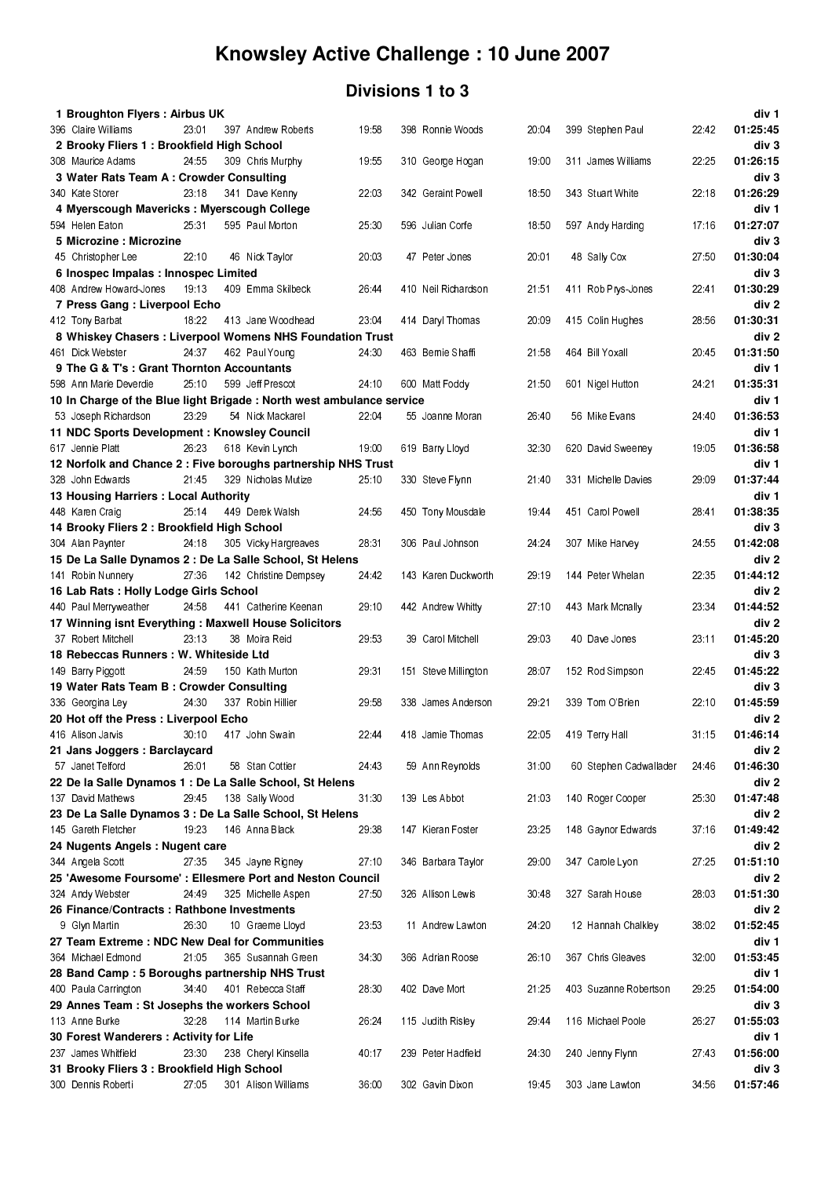# Knowsley Active Challenge : 10 June 2007

## Divisions 1 to 3

**1 Broughton Flyers : Airbus UK** — div 1

| Runner | Time | Runner | Time | Runner | Time | Runner | Time | Total |
|---|---|---|---|---|---|---|---|---|
| 396 Claire Williams | 23:01 | 397 Andrew Roberts | 19:58 | 398 Ronnie Woods | 20:04 | 399 Stephen Paul | 22:42 | 01:25:45 |

**2 Brooky Fliers 1 : Brookfield High School** — div 3

| Runner | Time | Runner | Time | Runner | Time | Runner | Time | Total |
|---|---|---|---|---|---|---|---|---|
| 308 Maurice Adams | 24:55 | 309 Chris Murphy | 19:55 | 310 George Hogan | 19:00 | 311 James Williams | 22:25 | 01:26:15 |

**3 Water Rats Team A : Crowder Consulting** — div 3

| Runner | Time | Runner | Time | Runner | Time | Runner | Time | Total |
|---|---|---|---|---|---|---|---|---|
| 340 Kate Storer | 23:18 | 341 Dave Kenny | 22:03 | 342 Geraint Powell | 18:50 | 343 Stuart White | 22:18 | 01:26:29 |

**4 Myerscough Mavericks : Myerscough College** — div 1

| Runner | Time | Runner | Time | Runner | Time | Runner | Time | Total |
|---|---|---|---|---|---|---|---|---|
| 594 Helen Eaton | 25:31 | 595 Paul Morton | 25:30 | 596 Julian Corfe | 18:50 | 597 Andy Harding | 17:16 | 01:27:07 |

**5 Microzine : Microzine** — div 3

| Runner | Time | Runner | Time | Runner | Time | Runner | Time | Total |
|---|---|---|---|---|---|---|---|---|
| 45 Christopher Lee | 22:10 | 46 Nick Taylor | 20:03 | 47 Peter Jones | 20:01 | 48 Sally Cox | 27:50 | 01:30:04 |

**6 Inospec Impalas : Innospec Limited** — div 3

| Runner | Time | Runner | Time | Runner | Time | Runner | Time | Total |
|---|---|---|---|---|---|---|---|---|
| 408 Andrew Howard-Jones | 19:13 | 409 Emma Skilbeck | 26:44 | 410 Neil Richardson | 21:51 | 411 Rob Prys-Jones | 22:41 | 01:30:29 |

**7 Press Gang : Liverpool Echo** — div 2

| Runner | Time | Runner | Time | Runner | Time | Runner | Time | Total |
|---|---|---|---|---|---|---|---|---|
| 412 Tony Barbat | 18:22 | 413 Jane Woodhead | 23:04 | 414 Daryl Thomas | 20:09 | 415 Colin Hughes | 28:56 | 01:30:31 |

**8 Whiskey Chasers : Liverpool Womens NHS Foundation Trust** — div 2

| Runner | Time | Runner | Time | Runner | Time | Runner | Time | Total |
|---|---|---|---|---|---|---|---|---|
| 461 Dick Webster | 24:37 | 462 Paul Young | 24:30 | 463 Bernie Shaffi | 21:58 | 464 Bill Yoxall | 20:45 | 01:31:50 |

**9 The G & T's : Grant Thornton Accountants** — div 1

| Runner | Time | Runner | Time | Runner | Time | Runner | Time | Total |
|---|---|---|---|---|---|---|---|---|
| 598 Ann Marie Deverdie | 25:10 | 599 Jeff Prescot | 24:10 | 600 Matt Foddy | 21:50 | 601 Nigel Hutton | 24:21 | 01:35:31 |

**10 In Charge of the Blue light Brigade : North west ambulance service** — div 1

| Runner | Time | Runner | Time | Runner | Time | Runner | Time | Total |
|---|---|---|---|---|---|---|---|---|
| 53 Joseph Richardson | 23:29 | 54 Nick Mackarel | 22:04 | 55 Joanne Moran | 26:40 | 56 Mike Evans | 24:40 | 01:36:53 |

**11 NDC Sports Development : Knowsley Council** — div 1

| Runner | Time | Runner | Time | Runner | Time | Runner | Time | Total |
|---|---|---|---|---|---|---|---|---|
| 617 Jennie Platt | 26:23 | 618 Kevin Lynch | 19:00 | 619 Barry Lloyd | 32:30 | 620 David Sweeney | 19:05 | 01:36:58 |

**12 Norfolk and Chance 2 : Five boroughs partnership NHS Trust** — div 1

| Runner | Time | Runner | Time | Runner | Time | Runner | Time | Total |
|---|---|---|---|---|---|---|---|---|
| 328 John Edwards | 21:45 | 329 Nicholas Mutize | 25:10 | 330 Steve Flynn | 21:40 | 331 Michelle Davies | 29:09 | 01:37:44 |

**13 Housing Harriers : Local Authority** — div 1

| Runner | Time | Runner | Time | Runner | Time | Runner | Time | Total |
|---|---|---|---|---|---|---|---|---|
| 448 Karen Craig | 25:14 | 449 Derek Walsh | 24:56 | 450 Tony Mousdale | 19:44 | 451 Carol Powell | 28:41 | 01:38:35 |

**14 Brooky Fliers 2 : Brookfield High School** — div 3

| Runner | Time | Runner | Time | Runner | Time | Runner | Time | Total |
|---|---|---|---|---|---|---|---|---|
| 304 Alan Paynter | 24:18 | 305 Vicky Hargreaves | 28:31 | 306 Paul Johnson | 24:24 | 307 Mike Harvey | 24:55 | 01:42:08 |

**15 De La Salle Dynamos 2 : De La Salle School, St Helens** — div 2

| Runner | Time | Runner | Time | Runner | Time | Runner | Time | Total |
|---|---|---|---|---|---|---|---|---|
| 141 Robin Nunnery | 27:36 | 142 Christine Dempsey | 24:42 | 143 Karen Duckworth | 29:19 | 144 Peter Whelan | 22:35 | 01:44:12 |

**16 Lab Rats : Holly Lodge Girls School** — div 2

| Runner | Time | Runner | Time | Runner | Time | Runner | Time | Total |
|---|---|---|---|---|---|---|---|---|
| 440 Paul Merryweather | 24:58 | 441 Catherine Keenan | 29:10 | 442 Andrew Whitty | 27:10 | 443 Mark Mcnally | 23:34 | 01:44:52 |

**17 Winning isnt Everything : Maxwell House Solicitors** — div 2

| Runner | Time | Runner | Time | Runner | Time | Runner | Time | Total |
|---|---|---|---|---|---|---|---|---|
| 37 Robert Mitchell | 23:13 | 38 Moira Reid | 29:53 | 39 Carol Mitchell | 29:03 | 40 Dave Jones | 23:11 | 01:45:20 |

**18 Rebeccas Runners : W. Whiteside Ltd** — div 3

| Runner | Time | Runner | Time | Runner | Time | Runner | Time | Total |
|---|---|---|---|---|---|---|---|---|
| 149 Barry Piggott | 24:59 | 150 Kath Murton | 29:31 | 151 Steve Millington | 28:07 | 152 Rod Simpson | 22:45 | 01:45:22 |

**19 Water Rats Team B : Crowder Consulting** — div 3

| Runner | Time | Runner | Time | Runner | Time | Runner | Time | Total |
|---|---|---|---|---|---|---|---|---|
| 336 Georgina Ley | 24:30 | 337 Robin Hillier | 29:58 | 338 James Anderson | 29:21 | 339 Tom O'Brien | 22:10 | 01:45:59 |

**20 Hot off the Press : Liverpool Echo** — div 2

| Runner | Time | Runner | Time | Runner | Time | Runner | Time | Total |
|---|---|---|---|---|---|---|---|---|
| 416 Alison Jarvis | 30:10 | 417 John Swain | 22:44 | 418 Jamie Thomas | 22:05 | 419 Terry Hall | 31:15 | 01:46:14 |

**21 Jans Joggers : Barclaycard** — div 2

| Runner | Time | Runner | Time | Runner | Time | Runner | Time | Total |
|---|---|---|---|---|---|---|---|---|
| 57 Janet Telford | 26:01 | 58 Stan Cottier | 24:43 | 59 Ann Reynolds | 31:00 | 60 Stephen Cadwallader | 24:46 | 01:46:30 |

**22 De la Salle Dynamos 1 : De La Salle School, St Helens** — div 2

| Runner | Time | Runner | Time | Runner | Time | Runner | Time | Total |
|---|---|---|---|---|---|---|---|---|
| 137 David Mathews | 29:45 | 138 Sally Wood | 31:30 | 139 Les Abbot | 21:03 | 140 Roger Cooper | 25:30 | 01:47:48 |

**23 De La Salle Dynamos 3 : De La Salle School, St Helens** — div 2

| Runner | Time | Runner | Time | Runner | Time | Runner | Time | Total |
|---|---|---|---|---|---|---|---|---|
| 145 Gareth Fletcher | 19:23 | 146 Anna Black | 29:38 | 147 Kieran Foster | 23:25 | 148 Gaynor Edwards | 37:16 | 01:49:42 |

**24 Nugents Angels : Nugent care** — div 2

| Runner | Time | Runner | Time | Runner | Time | Runner | Time | Total |
|---|---|---|---|---|---|---|---|---|
| 344 Angela Scott | 27:35 | 345 Jayne Rigney | 27:10 | 346 Barbara Taylor | 29:00 | 347 Carole Lyon | 27:25 | 01:51:10 |

**25 'Awesome Foursome' : Ellesmere Port and Neston Council** — div 2

| Runner | Time | Runner | Time | Runner | Time | Runner | Time | Total |
|---|---|---|---|---|---|---|---|---|
| 324 Andy Webster | 24:49 | 325 Michelle Aspen | 27:50 | 326 Allison Lewis | 30:48 | 327 Sarah House | 28:03 | 01:51:30 |

**26 Finance/Contracts : Rathbone Investments** — div 2

| Runner | Time | Runner | Time | Runner | Time | Runner | Time | Total |
|---|---|---|---|---|---|---|---|---|
| 9 Glyn Martin | 26:30 | 10 Graeme Lloyd | 23:53 | 11 Andrew Lawton | 24:20 | 12 Hannah Chalkley | 38:02 | 01:52:45 |

**27 Team Extreme : NDC New Deal for Communities** — div 1

| Runner | Time | Runner | Time | Runner | Time | Runner | Time | Total |
|---|---|---|---|---|---|---|---|---|
| 364 Michael Edmond | 21:05 | 365 Susannah Green | 34:30 | 366 Adrian Roose | 26:10 | 367 Chris Gleaves | 32:00 | 01:53:45 |

**28 Band Camp : 5 Boroughs partnership NHS Trust** — div 1

| Runner | Time | Runner | Time | Runner | Time | Runner | Time | Total |
|---|---|---|---|---|---|---|---|---|
| 400 Paula Carrington | 34:40 | 401 Rebecca Staff | 28:30 | 402 Dave Mort | 21:25 | 403 Suzanne Robertson | 29:25 | 01:54:00 |

**29 Annes Team : St Josephs the workers School** — div 3

| Runner | Time | Runner | Time | Runner | Time | Runner | Time | Total |
|---|---|---|---|---|---|---|---|---|
| 113 Anne Burke | 32:28 | 114 Martin Burke | 26:24 | 115 Judith Risley | 29:44 | 116 Michael Poole | 26:27 | 01:55:03 |

**30 Forest Wanderers : Activity for Life** — div 1

| Runner | Time | Runner | Time | Runner | Time | Runner | Time | Total |
|---|---|---|---|---|---|---|---|---|
| 237 James Whitfield | 23:30 | 238 Cheryl Kinsella | 40:17 | 239 Peter Hadfield | 24:30 | 240 Jenny Flynn | 27:43 | 01:56:00 |

**31 Brooky Fliers 3 : Brookfield High School** — div 3

| Runner | Time | Runner | Time | Runner | Time | Runner | Time | Total |
|---|---|---|---|---|---|---|---|---|
| 300 Dennis Roberti | 27:05 | 301 Alison Williams | 36:00 | 302 Gavin Dixon | 19:45 | 303 Jane Lawton | 34:56 | 01:57:46 |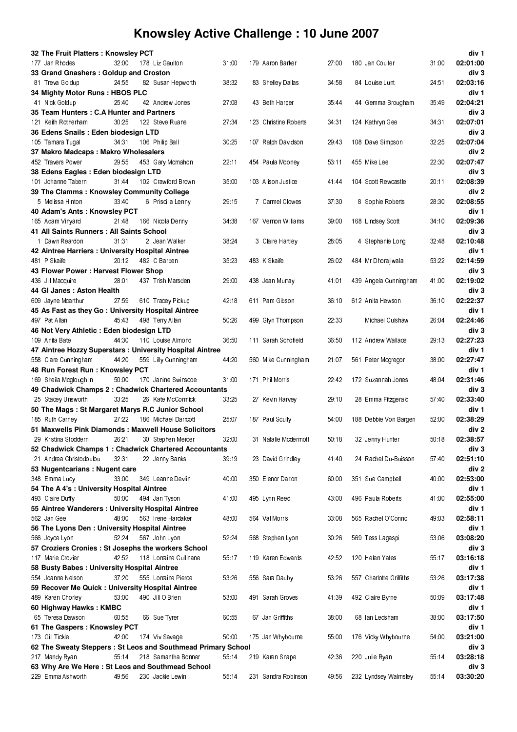# Knowsley Active Challenge : 10 June 2007

| Team | | | | | | | | | |
|---|---|---|---|---|---|---|---|---|---|
| **32 The Fruit Platters : Knowsley PCT** | | | | | | | | | **div 1** |
| 177 Jan Rhodes | 32:00 | 178 Liz Gaulton | 31:00 | 179 Aaron Barker | 27:00 | 180 Jan Coulter | 31:00 | **02:01:00** | |
| **33 Grand Gnashers : Goldup and Croston** | | | | | | | | | **div 3** |
| 81 Treva Goldup | 24:55 | 82 Susan Hepworth | 38:32 | 83 Shelley Dallas | 34:58 | 84 Louise Lunt | 24:51 | **02:03:16** | |
| **34 Mighty Motor Runs : HBOS PLC** | | | | | | | | | **div 1** |
| 41 Nick Goldup | 25:40 | 42 Andrew Jones | 27:08 | 43 Beth Harper | 35:44 | 44 Gemma Brougham | 35:49 | **02:04:21** | |
| **35 Team Hunters : C.A Hunter and Partners** | | | | | | | | | **div 3** |
| 121 Keith Rotherham | 30:25 | 122 Steve Ruane | 27:34 | 123 Christine Roberts | 34:31 | 124 Kathryn Gee | 34:31 | **02:07:01** | |
| **36 Edens Snails : Eden biodesign LTD** | | | | | | | | | **div 3** |
| 105 Tamara Tugal | 34:31 | 106 Philip Ball | 30:25 | 107 Ralph Davidson | 29:43 | 108 Dave Simpson | 32:25 | **02:07:04** | |
| **37 Makro Madcaps : Makro Wholesalers** | | | | | | | | | **div 2** |
| 452 Travers Power | 29:55 | 453 Gary Mcmahon | 22:11 | 454 Paula Mooney | 53:11 | 455 Mike Lee | 22:30 | **02:07:47** | |
| **38 Edens Eagles : Eden biodesign LTD** | | | | | | | | | **div 3** |
| 101 Johanne Tabern | 31:44 | 102 Crawford Brown | 35:00 | 103 Alison Justice | 41:44 | 104 Scott Rewcastle | 20:11 | **02:08:39** | |
| **39 The Clamms : Knowsley Community College** | | | | | | | | | **div 2** |
| 5 Melissa Hinton | 33:40 | 6 Priscilla Lenny | 29:15 | 7 Carmel Clowes | 37:30 | 8 Sophie Roberts | 28:30 | **02:08:55** | |
| **40 Adam's Ants : Knowsley PCT** | | | | | | | | | **div 1** |
| 165 Adam Vinyard | 21:48 | 166 Nicola Denny | 34:38 | 167 Vernon Williams | 39:00 | 168 Lindsey Scott | 34:10 | **02:09:36** | |
| **41 All Saints Runners : All Saints School** | | | | | | | | | **div 3** |
| 1 Dawn Reardon | 31:31 | 2 Jean Walker | 38:24 | 3 Claire Hartley | 28:05 | 4 Stephanie Long | 32:48 | **02:10:48** | |
| **42 Aintree Harriers : University Hospital Aintree** | | | | | | | | | **div 1** |
| 481 P Skaife | 20:12 | 482 C Barben | 35:23 | 483 K Skaife | 26:02 | 484 Mr Dhorajiwala | 53:22 | **02:14:59** | |
| **43 Flower Power : Harvest Flower Shop** | | | | | | | | | **div 3** |
| 436 Jill Macquire | 28:01 | 437 Trish Marsden | 29:00 | 438 Jean Murray | 41:01 | 439 Angela Cunningham | 41:00 | **02:19:02** | |
| **44 GI Janes : Aston Health** | | | | | | | | | **div 3** |
| 609 Jayne Mcarthur | 27:59 | 610 Tracey Pickup | 42:18 | 611 Pam Gibson | 36:10 | 612 Anita Hewson | 36:10 | **02:22:37** | |
| **45 As Fast as they Go : University Hospital Aintree** | | | | | | | | | **div 1** |
| 497 Pat Allan | 45:43 | 498 Terry Allan | 50:26 | 499 Glyn Thompson | 22:33 | Michael Culshaw | 26:04 | **02:24:46** | |
| **46 Not Very Athletic : Eden biodesign LTD** | | | | | | | | | **div 3** |
| 109 Anita Bate | 44:30 | 110 Louise Almond | 36:50 | 111 Sarah Schofield | 36:50 | 112 Andrew Wallace | 29:13 | **02:27:23** | |
| **47 Aintree Hozzy Superstars : University Hospital Aintree** | | | | | | | | | **div 1** |
| 558 Clare Cunningham | 44:20 | 559 Lilly Cunningham | 44:20 | 560 Mike Cunningham | 21:07 | 561 Peter Mcgregor | 38:00 | **02:27:47** | |
| **48 Run Forest Run : Knowsley PCT** | | | | | | | | | **div 1** |
| 169 Sheila Mcgloughlin | 50:00 | 170 Janine Swinscoe | 31:00 | 171 Phil Morris | 22:42 | 172 Suzannah Jones | 48:04 | **02:31:46** | |
| **49 Chadwick Champs 2 : Chadwick Chartered Accountants** | | | | | | | | | **div 3** |
| 25 Stacey Unsworth | 33:25 | 26 Kate McCormick | 33:25 | 27 Kevin Harvey | 29:10 | 28 Emma Fitzgerald | 57:40 | **02:33:40** | |
| **50 The Mags : St Margaret Marys R.C Junior School** | | | | | | | | | **div 1** |
| 185 Ruth Carney | 27:22 | 186 Michael Darrcott | 25:07 | 187 Paul Scully | 54:00 | 188 Debbie Von Bargen | 52:00 | **02:38:29** | |
| **51 Maxwells Pink Diamonds : Maxwell House Solicitors** | | | | | | | | | **div 2** |
| 29 Kristina Stoddern | 26:21 | 30 Stephen Mercer | 32:00 | 31 Natalie Mcdermott | 50:18 | 32 Jenny Hunter | 50:18 | **02:38:57** | |
| **52 Chadwick Champs 1 : Chadwick Chartered Accountants** | | | | | | | | | **div 3** |
| 21 Andrea Christodoulou | 32:31 | 22 Jenny Banks | 39:19 | 23 David Grindley | 41:40 | 24 Rachel Du-Buisson | 57:40 | **02:51:10** | |
| **53 Nugentcarians : Nugent care** | | | | | | | | | **div 2** |
| 348 Emma Lucy | 33:00 | 349 Leanne Devlin | 40:00 | 350 Elenor Dalton | 60:00 | 351 Sue Campbell | 40:00 | **02:53:00** | |
| **54 The A 4's : University Hospital Aintree** | | | | | | | | | **div 1** |
| 493 Claire Duffy | 50:00 | 494 Jan Tyson | 41:00 | 495 Lynn Reed | 43:00 | 496 Paula Roberts | 41:00 | **02:55:00** | |
| **55 Aintree Wanderers : University Hospital Aintree** | | | | | | | | | **div 1** |
| 562 Jan Gee | 48:00 | 563 Irene Hardaker | 48:00 | 564 Val Morris | 33:08 | 565 Rachel O'Connol | 49:03 | **02:58:11** | |
| **56 The Lyons Den : University Hospital Aintree** | | | | | | | | | **div 1** |
| 566 Joyce Lyon | 52:24 | 567 John Lyon | 52:24 | 568 Stephen Lyon | 30:26 | 569 Tess Lagaspi | 53:06 | **03:08:20** | |
| **57 Croziers Cronies : St Josephs the workers School** | | | | | | | | | **div 3** |
| 117 Marie Crozier | 42:52 | 118 Lorraine Cullinane | 55:17 | 119 Karen Edwards | 42:52 | 120 Helen Yates | 55:17 | **03:16:18** | |
| **58 Busty Babes : University Hospital Aintree** | | | | | | | | | **div 1** |
| 554 Joanne Nelson | 37:20 | 555 Lorraine Pierce | 53:26 | 556 Sara Dauby | 53:26 | 557 Charlotte Griffiths | 53:26 | **03:17:38** | |
| **59 Recover Me Quick : University Hospital Aintree** | | | | | | | | | **div 1** |
| 489 Karen Chorley | 53:00 | 490 Jill O'Brien | 53:00 | 491 Sarah Groves | 41:39 | 492 Claire Byrne | 50:09 | **03:17:48** | |
| **60 Highway Hawks : KMBC** | | | | | | | | | **div 1** |
| 65 Teresa Dawson | 60:55 | 66 Sue Tyrer | 60:55 | 67 Jan Griffiths | 38:00 | 68 Ian Ledsham | 38:00 | **03:17:50** | |
| **61 The Gaspers : Knowsley PCT** | | | | | | | | | **div 1** |
| 173 Gill Tickle | 42:00 | 174 Viv Savage | 50:00 | 175 Jan Whybourne | 55:00 | 176 Vicky Whybourne | 54:00 | **03:21:00** | |
| **62 The Sweaty Steppers : St Leos and Southmead Primary School** | | | | | | | | | **div 3** |
| 217 Mandy Ryan | 55:14 | 218 Samantha Bonner | 55:14 | 219 Karen Snape | 42:36 | 220 Julie Ryan | 55:14 | **03:28:18** | |
| **63 Why Are We Here : St Leos and Southmead School** | | | | | | | | | **div 3** |
| 229 Emma Ashworth | 49:56 | 230 Jackie Lewin | 55:14 | 231 Sandra Robinson | 49:56 | 232 Lyndsey Walmsley | 55:14 | **03:30:20** | |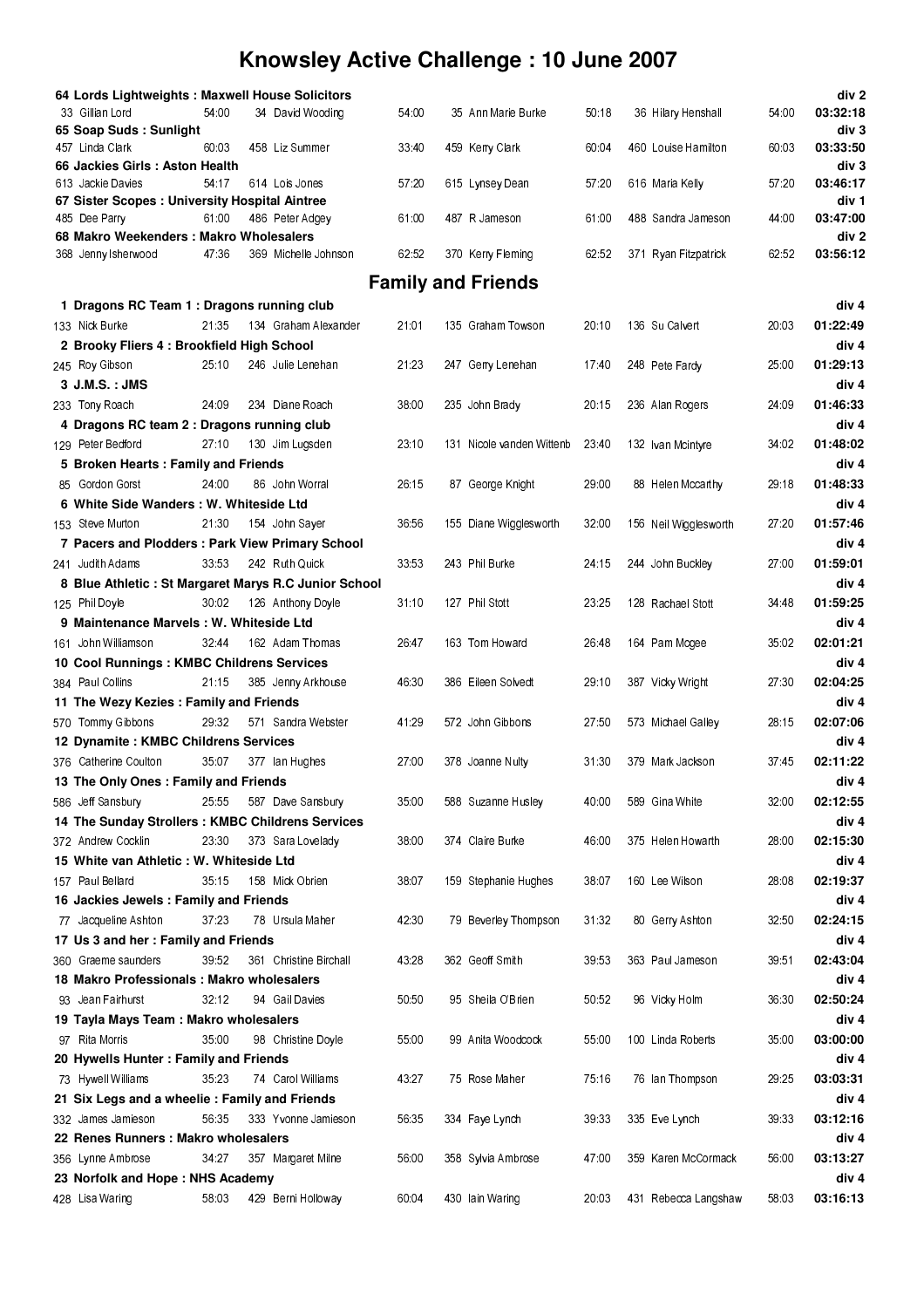# Knowsley Active Challenge : 10 June 2007

**64 Lords Lightweights : Maxwell House Solicitors** **div 2**

| | | | | | | | | |
|---|---|---|---|---|---|---|---|---|
| 33 Gillian Lord | 54:00 | 34 David Wooding | 54:00 | 35 Ann Marie Burke | 50:18 | 36 Hilary Henshall | 54:00 | **03:32:18** |

**65 Soap Suds : Sunlight** **div 3**

| | | | | | | | | |
|---|---|---|---|---|---|---|---|---|
| 457 Linda Clark | 60:03 | 458 Liz Summer | 33:40 | 459 Kerry Clark | 60:04 | 460 Louise Hamilton | 60:03 | **03:33:50** |

**66 Jackies Girls : Aston Health** **div 3**

| | | | | | | | | |
|---|---|---|---|---|---|---|---|---|
| 613 Jackie Davies | 54:17 | 614 Lois Jones | 57:20 | 615 Lynsey Dean | 57:20 | 616 Maria Kelly | 57:20 | **03:46:17** |

**67 Sister Scopes : University Hospital Aintree** **div 1**

| | | | | | | | | |
|---|---|---|---|---|---|---|---|---|
| 485 Dee Parry | 61:00 | 486 Peter Adgey | 61:00 | 487 R Jameson | 61:00 | 488 Sandra Jameson | 44:00 | **03:47:00** |

**68 Makro Weekenders : Makro Wholesalers** **div 2**

| | | | | | | | | |
|---|---|---|---|---|---|---|---|---|
| 368 Jenny Isherwood | 47:36 | 369 Michelle Johnson | 62:52 | 370 Kerry Fleming | 62:52 | 371 Ryan Fitzpatrick | 62:52 | **03:56:12** |

## Family and Friends

**1 Dragons RC Team 1 : Dragons running club** **div 4**

| | | | | | | | | |
|---|---|---|---|---|---|---|---|---|
| 133 Nick Burke | 21:35 | 134 Graham Alexander | 21:01 | 135 Graham Towson | 20:10 | 136 Su Calvert | 20:03 | **01:22:49** |

**2 Brooky Fliers 4 : Brookfield High School** **div 4**

| | | | | | | | | |
|---|---|---|---|---|---|---|---|---|
| 245 Roy Gibson | 25:10 | 246 Julie Lenehan | 21:23 | 247 Gerry Lenehan | 17:40 | 248 Pete Fardy | 25:00 | **01:29:13** |

**3 J.M.S. : JMS** **div 4**

| | | | | | | | | |
|---|---|---|---|---|---|---|---|---|
| 233 Tony Roach | 24:09 | 234 Diane Roach | 38:00 | 235 John Brady | 20:15 | 236 Alan Rogers | 24:09 | **01:46:33** |

**4 Dragons RC team 2 : Dragons running club** **div 4**

| | | | | | | | | |
|---|---|---|---|---|---|---|---|---|
| 129 Peter Bedford | 27:10 | 130 Jim Lugsden | 23:10 | 131 Nicole vanden Wittenb | 23:40 | 132 Ivan Mcintyre | 34:02 | **01:48:02** |

**5 Broken Hearts : Family and Friends** **div 4**

| | | | | | | | | |
|---|---|---|---|---|---|---|---|---|
| 85 Gordon Gorst | 24:00 | 86 John Worral | 26:15 | 87 George Knight | 29:00 | 88 Helen Mccarthy | 29:18 | **01:48:33** |

**6 White Side Wanders : W. Whiteside Ltd** **div 4**

| | | | | | | | | |
|---|---|---|---|---|---|---|---|---|
| 153 Steve Murton | 21:30 | 154 John Sayer | 36:56 | 155 Diane Wigglesworth | 32:00 | 156 Neil Wigglesworth | 27:20 | **01:57:46** |

**7 Pacers and Plodders : Park View Primary School** **div 4**

| | | | | | | | | |
|---|---|---|---|---|---|---|---|---|
| 241 Judith Adams | 33:53 | 242 Ruth Quick | 33:53 | 243 Phil Burke | 24:15 | 244 John Buckley | 27:00 | **01:59:01** |

**8 Blue Athletic : St Margaret Marys R.C Junior School** **div 4**

| | | | | | | | | |
|---|---|---|---|---|---|---|---|---|
| 125 Phil Doyle | 30:02 | 126 Anthony Doyle | 31:10 | 127 Phil Stott | 23:25 | 128 Rachael Stott | 34:48 | **01:59:25** |

**9 Maintenance Marvels : W. Whiteside Ltd** **div 4**

| | | | | | | | | |
|---|---|---|---|---|---|---|---|---|
| 161 John Williamson | 32:44 | 162 Adam Thomas | 26:47 | 163 Tom Howard | 26:48 | 164 Pam Mcgee | 35:02 | **02:01:21** |

**10 Cool Runnings : KMBC Childrens Services** **div 4**

| | | | | | | | | |
|---|---|---|---|---|---|---|---|---|
| 384 Paul Collins | 21:15 | 385 Jenny Arkhouse | 46:30 | 386 Eileen Solvedt | 29:10 | 387 Vicky Wright | 27:30 | **02:04:25** |

**11 The Wezy Kezies : Family and Friends** **div 4**

| | | | | | | | | |
|---|---|---|---|---|---|---|---|---|
| 570 Tommy Gibbons | 29:32 | 571 Sandra Webster | 41:29 | 572 John Gibbons | 27:50 | 573 Michael Galley | 28:15 | **02:07:06** |

**12 Dynamite : KMBC Childrens Services** **div 4**

| | | | | | | | | |
|---|---|---|---|---|---|---|---|---|
| 376 Catherine Coulton | 35:07 | 377 Ian Hughes | 27:00 | 378 Joanne Nulty | 31:30 | 379 Mark Jackson | 37:45 | **02:11:22** |

**13 The Only Ones : Family and Friends** **div 4**

| | | | | | | | | |
|---|---|---|---|---|---|---|---|---|
| 586 Jeff Sansbury | 25:55 | 587 Dave Sansbury | 35:00 | 588 Suzanne Husley | 40:00 | 589 Gina White | 32:00 | **02:12:55** |

**14 The Sunday Strollers : KMBC Childrens Services** **div 4**

| | | | | | | | | |
|---|---|---|---|---|---|---|---|---|
| 372 Andrew Cocklin | 23:30 | 373 Sara Lovelady | 38:00 | 374 Claire Burke | 46:00 | 375 Helen Howarth | 28:00 | **02:15:30** |

**15 White van Athletic : W. Whiteside Ltd** **div 4**

| | | | | | | | | |
|---|---|---|---|---|---|---|---|---|
| 157 Paul Bellard | 35:15 | 158 Mick Obrien | 38:07 | 159 Stephanie Hughes | 38:07 | 160 Lee Wilson | 28:08 | **02:19:37** |

**16 Jackies Jewels : Family and Friends** **div 4**

| | | | | | | | | |
|---|---|---|---|---|---|---|---|---|
| 77 Jacqueline Ashton | 37:23 | 78 Ursula Maher | 42:30 | 79 Beverley Thompson | 31:32 | 80 Gerry Ashton | 32:50 | **02:24:15** |

**17 Us 3 and her : Family and Friends** **div 4**

| | | | | | | | | |
|---|---|---|---|---|---|---|---|---|
| 360 Graeme saunders | 39:52 | 361 Christine Birchall | 43:28 | 362 Geoff Smith | 39:53 | 363 Paul Jameson | 39:51 | **02:43:04** |

**18 Makro Professionals : Makro wholesalers** **div 4**

| | | | | | | | | |
|---|---|---|---|---|---|---|---|---|
| 93 Jean Fairhurst | 32:12 | 94 Gail Davies | 50:50 | 95 Sheila O'Brien | 50:52 | 96 Vicky Holm | 36:30 | **02:50:24** |

**19 Tayla Mays Team : Makro wholesalers** **div 4**

| | | | | | | | | |
|---|---|---|---|---|---|---|---|---|
| 97 Rita Morris | 35:00 | 98 Christine Doyle | 55:00 | 99 Anita Woodcock | 55:00 | 100 Linda Roberts | 35:00 | **03:00:00** |

**20 Hywells Hunter : Family and Friends** **div 4**

| | | | | | | | | |
|---|---|---|---|---|---|---|---|---|
| 73 Hywell Williams | 35:23 | 74 Carol Williams | 43:27 | 75 Rose Maher | 75:16 | 76 Ian Thompson | 29:25 | **03:03:31** |

**21 Six Legs and a wheelie : Family and Friends** **div 4**

| | | | | | | | | |
|---|---|---|---|---|---|---|---|---|
| 332 James Jamieson | 56:35 | 333 Yvonne Jamieson | 56:35 | 334 Faye Lynch | 39:33 | 335 Eve Lynch | 39:33 | **03:12:16** |

**22 Renes Runners : Makro wholesalers** **div 4**

| | | | | | | | | |
|---|---|---|---|---|---|---|---|---|
| 356 Lynne Ambrose | 34:27 | 357 Margaret Milne | 56:00 | 358 Sylvia Ambrose | 47:00 | 359 Karen McCormack | 56:00 | **03:13:27** |

**23 Norfolk and Hope : NHS Academy** **div 4**

| | | | | | | | | |
|---|---|---|---|---|---|---|---|---|
| 428 Lisa Waring | 58:03 | 429 Berni Holloway | 60:04 | 430 Iain Waring | 20:03 | 431 Rebecca Langshaw | 58:03 | **03:16:13** |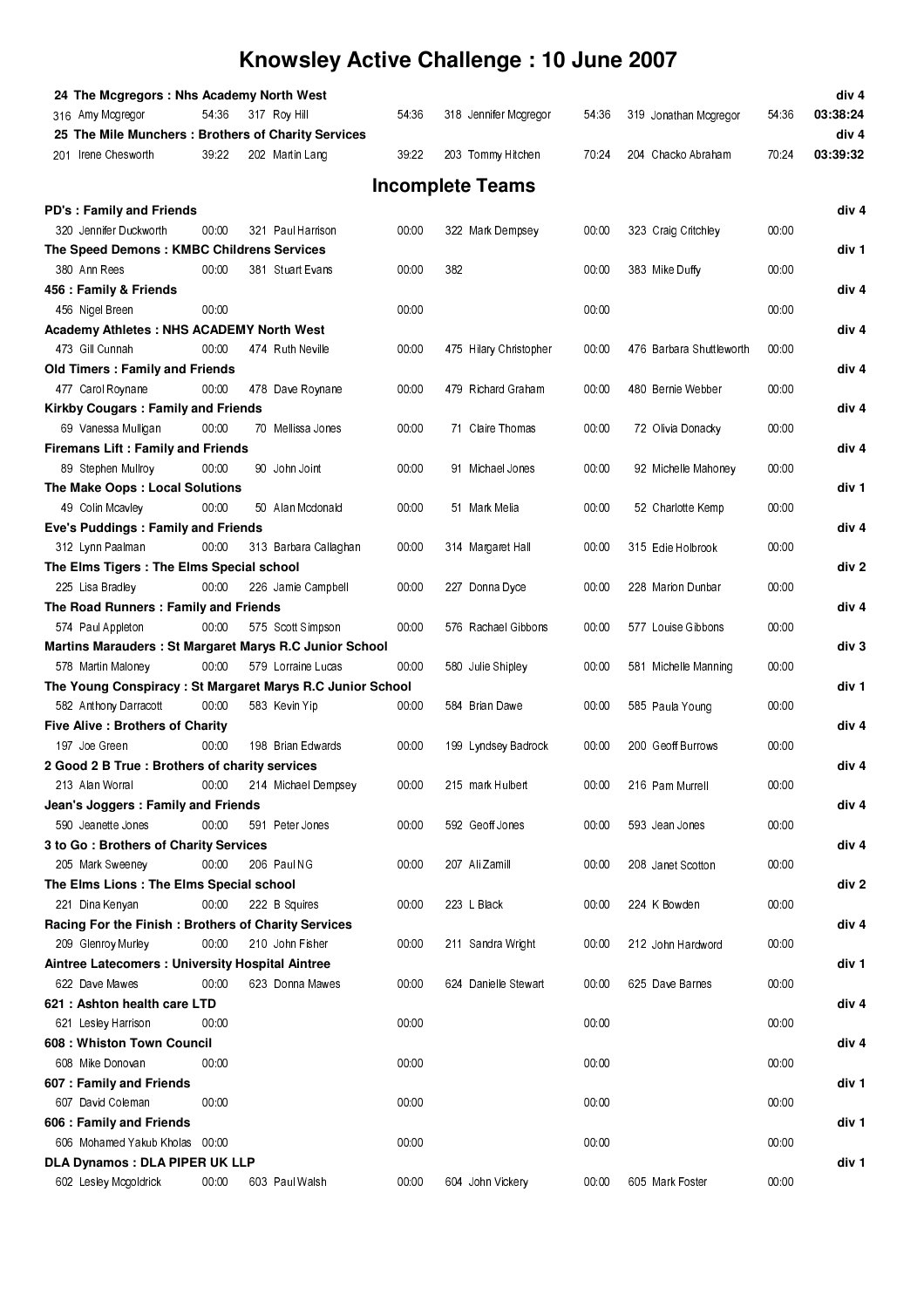# Knowsley Active Challenge : 10 June 2007

| | | | | | | | | |
|---|---|---|---|---|---|---|---|---|
| **24 The Mcgregors : Nhs Academy North West** | | | | | | | | **div 4** |
| 316 Amy Mcgregor | 54:36 | 317 Roy Hill | 54:36 | 318 Jennifer Mcgregor | 54:36 | 319 Jonathan Mcgregor | 54:36 | **03:38:24** |
| **25 The Mile Munchers : Brothers of Charity Services** | | | | | | | | **div 4** |
| 201 Irene Chesworth | 39:22 | 202 Martin Lang | 39:22 | 203 Tommy Hitchen | 70:24 | 204 Chacko Abraham | 70:24 | **03:39:32** |

## Incomplete Teams

| | | | | | | | | |
|---|---|---|---|---|---|---|---|---|
| **PD's : Family and Friends** | | | | | | | | **div 4** |
| 320 Jennifer Duckworth | 00:00 | 321 Paul Harrison | 00:00 | 322 Mark Dempsey | 00:00 | 323 Craig Critchley | 00:00 | |
| **The Speed Demons : KMBC Childrens Services** | | | | | | | | **div 1** |
| 380 Ann Rees | 00:00 | 381 Stuart Evans | 00:00 | 382 | 00:00 | 383 Mike Duffy | 00:00 | |
| **456 : Family & Friends** | | | | | | | | **div 4** |
| 456 Nigel Breen | 00:00 | | 00:00 | | 00:00 | | 00:00 | |
| **Academy Athletes : NHS ACADEMY North West** | | | | | | | | **div 4** |
| 473 Gill Cunnah | 00:00 | 474 Ruth Neville | 00:00 | 475 Hilary Christopher | 00:00 | 476 Barbara Shuttleworth | 00:00 | |
| **Old Timers : Family and Friends** | | | | | | | | **div 4** |
| 477 Carol Roynane | 00:00 | 478 Dave Roynane | 00:00 | 479 Richard Graham | 00:00 | 480 Bernie Webber | 00:00 | |
| **Kirkby Cougars : Family and Friends** | | | | | | | | **div 4** |
| 69 Vanessa Mulligan | 00:00 | 70 Mellissa Jones | 00:00 | 71 Claire Thomas | 00:00 | 72 Olivia Donacky | 00:00 | |
| **Firemans Lift : Family and Friends** | | | | | | | | **div 4** |
| 89 Stephen Mullroy | 00:00 | 90 John Joint | 00:00 | 91 Michael Jones | 00:00 | 92 Michelle Mahoney | 00:00 | |
| **The Make Oops : Local Solutions** | | | | | | | | **div 1** |
| 49 Colin Mcavley | 00:00 | 50 Alan Mcdonald | 00:00 | 51 Mark Melia | 00:00 | 52 Charlotte Kemp | 00:00 | |
| **Eve's Puddings : Family and Friends** | | | | | | | | **div 4** |
| 312 Lynn Paalman | 00:00 | 313 Barbara Callaghan | 00:00 | 314 Margaret Hall | 00:00 | 315 Edie Holbrook | 00:00 | |
| **The Elms Tigers : The Elms Special school** | | | | | | | | **div 2** |
| 225 Lisa Bradley | 00:00 | 226 Jamie Campbell | 00:00 | 227 Donna Dyce | 00:00 | 228 Marion Dunbar | 00:00 | |
| **The Road Runners : Family and Friends** | | | | | | | | **div 4** |
| 574 Paul Appleton | 00:00 | 575 Scott Simpson | 00:00 | 576 Rachael Gibbons | 00:00 | 577 Louise Gibbons | 00:00 | |
| **Martins Marauders : St Margaret Marys R.C Junior School** | | | | | | | | **div 3** |
| 578 Martin Maloney | 00:00 | 579 Lorraine Lucas | 00:00 | 580 Julie Shipley | 00:00 | 581 Michelle Manning | 00:00 | |
| **The Young Conspiracy : St Margaret Marys R.C Junior School** | | | | | | | | **div 1** |
| 582 Anthony Darracott | 00:00 | 583 Kevin Yip | 00:00 | 584 Brian Dawe | 00:00 | 585 Paula Young | 00:00 | |
| **Five Alive : Brothers of Charity** | | | | | | | | **div 4** |
| 197 Joe Green | 00:00 | 198 Brian Edwards | 00:00 | 199 Lyndsey Badrock | 00:00 | 200 Geoff Burrows | 00:00 | |
| **2 Good 2 B True : Brothers of charity services** | | | | | | | | **div 4** |
| 213 Alan Worral | 00:00 | 214 Michael Dempsey | 00:00 | 215 mark Hulbert | 00:00 | 216 Pam Murrell | 00:00 | |
| **Jean's Joggers : Family and Friends** | | | | | | | | **div 4** |
| 590 Jeanette Jones | 00:00 | 591 Peter Jones | 00:00 | 592 Geoff Jones | 00:00 | 593 Jean Jones | 00:00 | |
| **3 to Go : Brothers of Charity Services** | | | | | | | | **div 4** |
| 205 Mark Sweeney | 00:00 | 206 Paul NG | 00:00 | 207 Ali Zamill | 00:00 | 208 Janet Scotton | 00:00 | |
| **The Elms Lions : The Elms Special school** | | | | | | | | **div 2** |
| 221 Dina Kenyan | 00:00 | 222 B Squires | 00:00 | 223 L Black | 00:00 | 224 K Bowden | 00:00 | |
| **Racing For the Finish : Brothers of Charity Services** | | | | | | | | **div 4** |
| 209 Glenroy Murley | 00:00 | 210 John Fisher | 00:00 | 211 Sandra Wright | 00:00 | 212 John Hardword | 00:00 | |
| **Aintree Latecomers : University Hospital Aintree** | | | | | | | | **div 1** |
| 622 Dave Mawes | 00:00 | 623 Donna Mawes | 00:00 | 624 Danielle Stewart | 00:00 | 625 Dave Barnes | 00:00 | |
| **621 : Ashton health care LTD** | | | | | | | | **div 4** |
| 621 Lesley Harrison | 00:00 | | 00:00 | | 00:00 | | 00:00 | |
| **608 : Whiston Town Council** | | | | | | | | **div 4** |
| 608 Mike Donovan | 00:00 | | 00:00 | | 00:00 | | 00:00 | |
| **607 : Family and Friends** | | | | | | | | **div 1** |
| 607 David Coleman | 00:00 | | 00:00 | | 00:00 | | 00:00 | |
| **606 : Family and Friends** | | | | | | | | **div 1** |
| 606 Mohamed Yakub Kholas | 00:00 | | 00:00 | | 00:00 | | 00:00 | |
| **DLA Dynamos : DLA PIPER UK LLP** | | | | | | | | **div 1** |
| 602 Lesley Mcgoldrick | 00:00 | 603 Paul Walsh | 00:00 | 604 John Vickery | 00:00 | 605 Mark Foster | 00:00 | |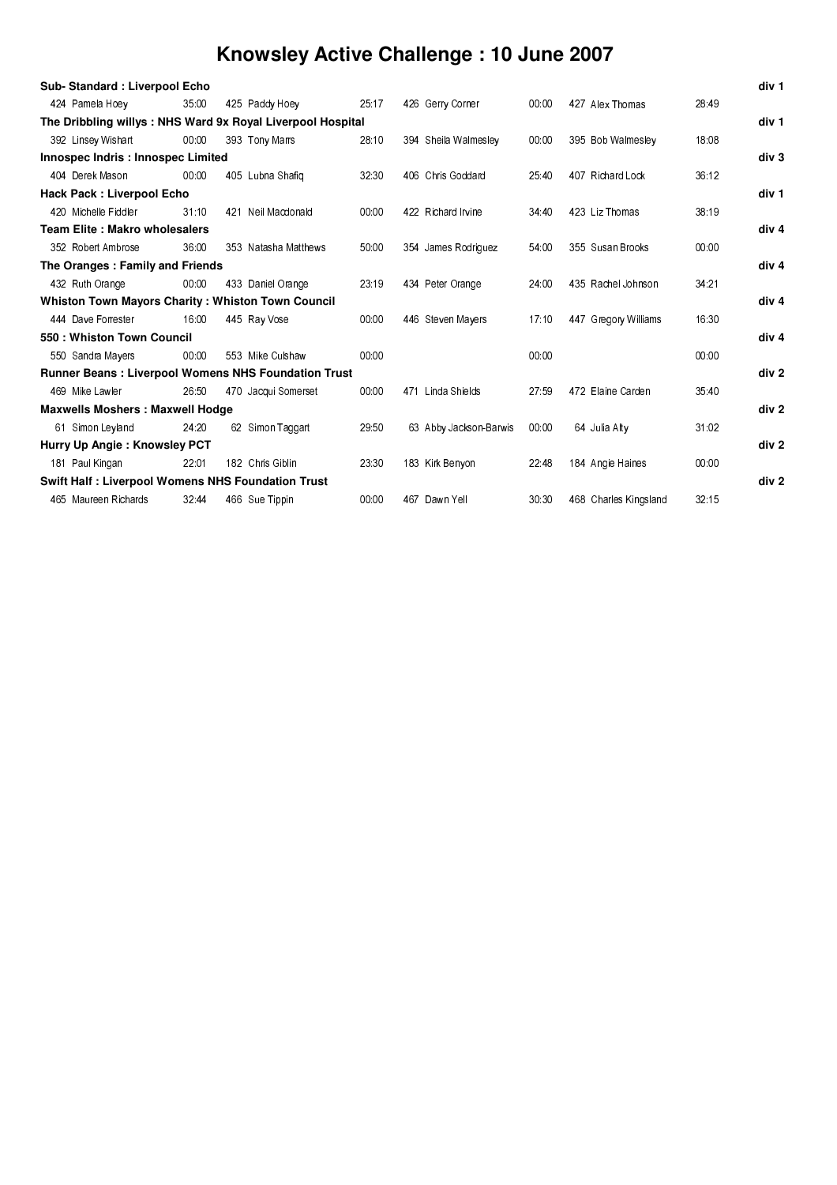# Knowsley Active Challenge : 10 June 2007

| | | | | | | | | |
|---|---|---|---|---|---|---|---|---|
| **Sub- Standard : Liverpool Echo** | | | | | | | | **div 1** |
| 424 Pamela Hoey | 35:00 | 425 Paddy Hoey | 25:17 | 426 Gerry Corner | 00:00 | 427 Alex Thomas | 28:49 | |
| **The Dribbling willys : NHS Ward 9x Royal Liverpool Hospital** | | | | | | | | **div 1** |
| 392 Linsey Wishart | 00:00 | 393 Tony Marrs | 28:10 | 394 Sheila Walmesley | 00:00 | 395 Bob Walmesley | 18:08 | |
| **Innospec Indris : Innospec Limited** | | | | | | | | **div 3** |
| 404 Derek Mason | 00:00 | 405 Lubna Shafiq | 32:30 | 406 Chris Goddard | 25:40 | 407 Richard Lock | 36:12 | |
| **Hack Pack : Liverpool Echo** | | | | | | | | **div 1** |
| 420 Michelle Fiddler | 31:10 | 421 Neil Macdonald | 00:00 | 422 Richard Irvine | 34:40 | 423 Liz Thomas | 38:19 | |
| **Team Elite : Makro wholesalers** | | | | | | | | **div 4** |
| 352 Robert Ambrose | 36:00 | 353 Natasha Matthews | 50:00 | 354 James Rodriguez | 54:00 | 355 Susan Brooks | 00:00 | |
| **The Oranges : Family and Friends** | | | | | | | | **div 4** |
| 432 Ruth Orange | 00:00 | 433 Daniel Orange | 23:19 | 434 Peter Orange | 24:00 | 435 Rachel Johnson | 34:21 | |
| **Whiston Town Mayors Charity : Whiston Town Council** | | | | | | | | **div 4** |
| 444 Dave Forrester | 16:00 | 445 Ray Vose | 00:00 | 446 Steven Mayers | 17:10 | 447 Gregory Williams | 16:30 | |
| **550 : Whiston Town Council** | | | | | | | | **div 4** |
| 550 Sandra Mayers | 00:00 | 553 Mike Culshaw | 00:00 | | 00:00 | | 00:00 | |
| **Runner Beans : Liverpool Womens NHS Foundation Trust** | | | | | | | | **div 2** |
| 469 Mike Lawler | 26:50 | 470 Jacqui Somerset | 00:00 | 471 Linda Shields | 27:59 | 472 Elaine Carden | 35:40 | |
| **Maxwells Moshers : Maxwell Hodge** | | | | | | | | **div 2** |
| 61 Simon Leyland | 24:20 | 62 Simon Taggart | 29:50 | 63 Abby Jackson-Barwis | 00:00 | 64 Julia Alty | 31:02 | |
| **Hurry Up Angie : Knowsley PCT** | | | | | | | | **div 2** |
| 181 Paul Kingan | 22:01 | 182 Chris Giblin | 23:30 | 183 Kirk Benyon | 22:48 | 184 Angie Haines | 00:00 | |
| **Swift Half : Liverpool Womens NHS Foundation Trust** | | | | | | | | **div 2** |
| 465 Maureen Richards | 32:44 | 466 Sue Tippin | 00:00 | 467 Dawn Yell | 30:30 | 468 Charles Kingsland | 32:15 | |